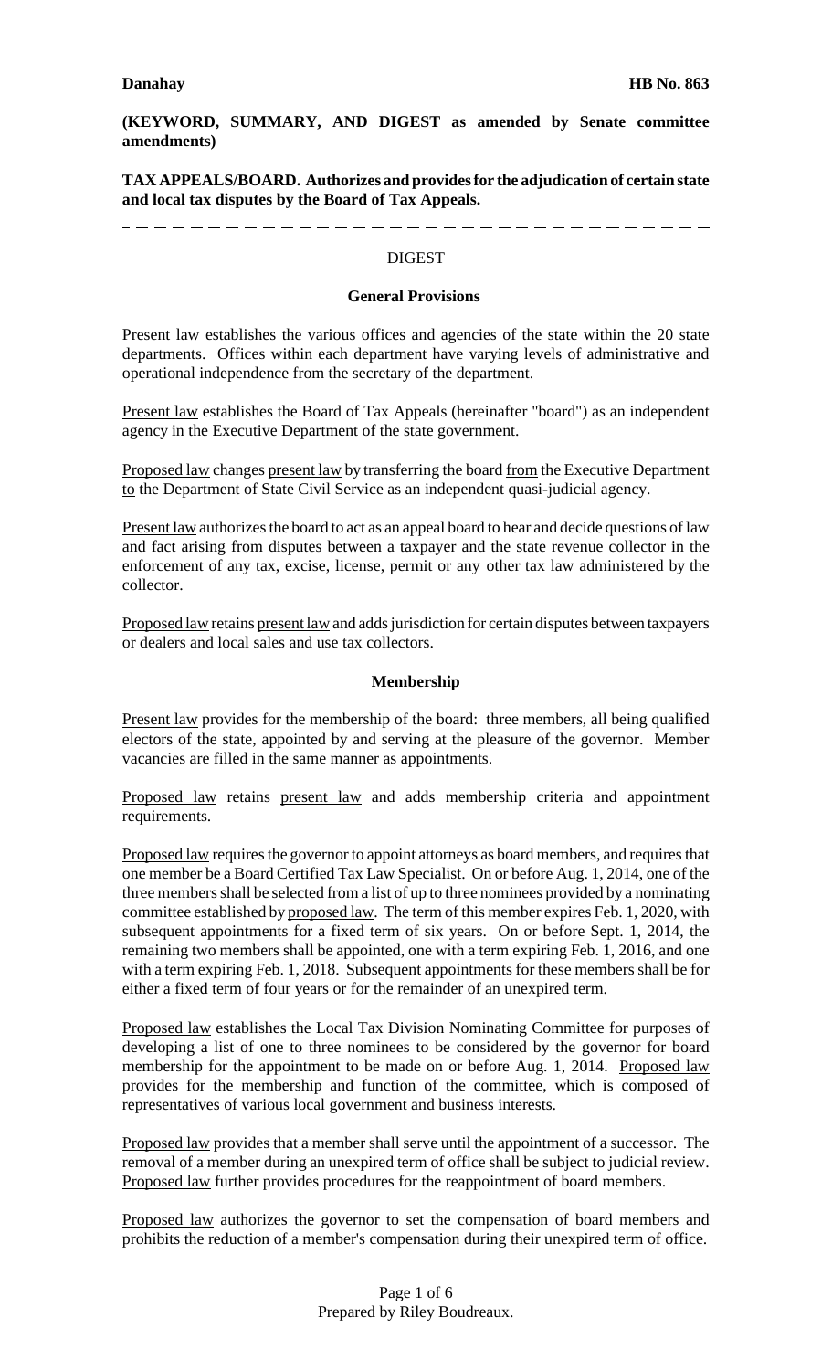**Danahay** **HB No. 863**

**(KEYWORD, SUMMARY, AND DIGEST as amended by Senate committee amendments)**

**TAX APPEALS/BOARD. Authorizes and provides for the adjudication of certain state and local tax disputes by the Board of Tax Appeals.**

---

## DIGEST

### General Provisions

Present law establishes the various offices and agencies of the state within the 20 state departments. Offices within each department have varying levels of administrative and operational independence from the secretary of the department.

Present law establishes the Board of Tax Appeals (hereinafter "board") as an independent agency in the Executive Department of the state government.

Proposed law changes present law by transferring the board from the Executive Department to the Department of State Civil Service as an independent quasi-judicial agency.

Present law authorizes the board to act as an appeal board to hear and decide questions of law and fact arising from disputes between a taxpayer and the state revenue collector in the enforcement of any tax, excise, license, permit or any other tax law administered by the collector.

Proposed law retains present law and adds jurisdiction for certain disputes between taxpayers or dealers and local sales and use tax collectors.

### Membership

Present law provides for the membership of the board: three members, all being qualified electors of the state, appointed by and serving at the pleasure of the governor. Member vacancies are filled in the same manner as appointments.

Proposed law retains present law and adds membership criteria and appointment requirements.

Proposed law requires the governor to appoint attorneys as board members, and requires that one member be a Board Certified Tax Law Specialist. On or before Aug. 1, 2014, one of the three members shall be selected from a list of up to three nominees provided by a nominating committee established by proposed law. The term of this member expires Feb. 1, 2020, with subsequent appointments for a fixed term of six years. On or before Sept. 1, 2014, the remaining two members shall be appointed, one with a term expiring Feb. 1, 2016, and one with a term expiring Feb. 1, 2018. Subsequent appointments for these members shall be for either a fixed term of four years or for the remainder of an unexpired term.

Proposed law establishes the Local Tax Division Nominating Committee for purposes of developing a list of one to three nominees to be considered by the governor for board membership for the appointment to be made on or before Aug. 1, 2014. Proposed law provides for the membership and function of the committee, which is composed of representatives of various local government and business interests.

Proposed law provides that a member shall serve until the appointment of a successor. The removal of a member during an unexpired term of office shall be subject to judicial review. Proposed law further provides procedures for the reappointment of board members.

Proposed law authorizes the governor to set the compensation of board members and prohibits the reduction of a member's compensation during their unexpired term of office.

Prepared by Riley Boudreaux.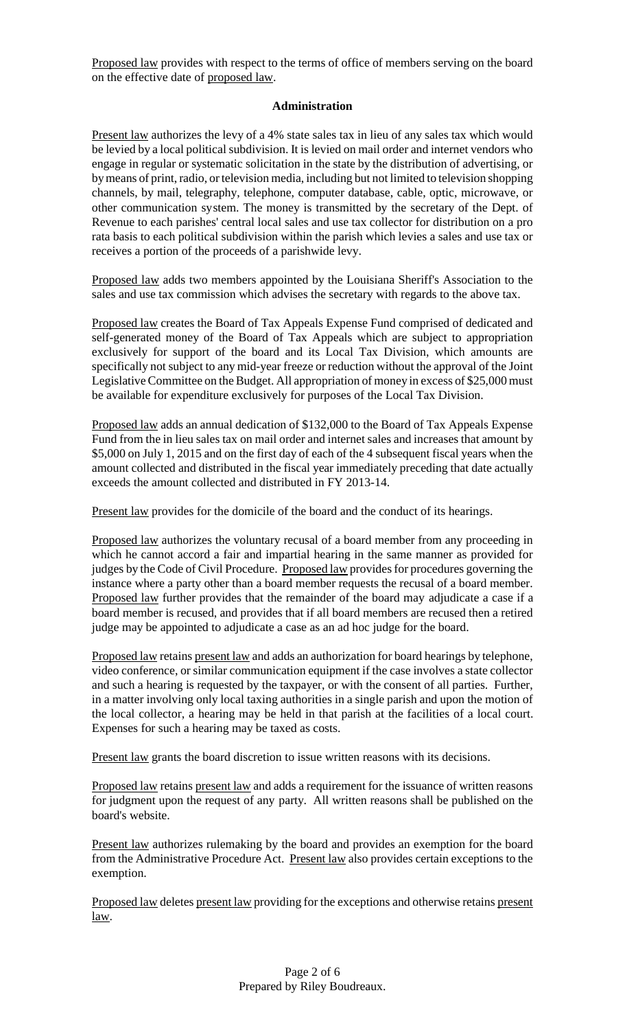Proposed law provides with respect to the terms of office of members serving on the board on the effective date of proposed law.

**Administration**

Present law authorizes the levy of a 4% state sales tax in lieu of any sales tax which would be levied by a local political subdivision. It is levied on mail order and internet vendors who engage in regular or systematic solicitation in the state by the distribution of advertising, or by means of print, radio, or television media, including but not limited to television shopping channels, by mail, telegraphy, telephone, computer database, cable, optic, microwave, or other communication system. The money is transmitted by the secretary of the Dept. of Revenue to each parishes' central local sales and use tax collector for distribution on a pro rata basis to each political subdivision within the parish which levies a sales and use tax or receives a portion of the proceeds of a parishwide levy.

Proposed law adds two members appointed by the Louisiana Sheriff's Association to the sales and use tax commission which advises the secretary with regards to the above tax.

Proposed law creates the Board of Tax Appeals Expense Fund comprised of dedicated and self-generated money of the Board of Tax Appeals which are subject to appropriation exclusively for support of the board and its Local Tax Division, which amounts are specifically not subject to any mid-year freeze or reduction without the approval of the Joint Legislative Committee on the Budget. All appropriation of money in excess of $25,000 must be available for expenditure exclusively for purposes of the Local Tax Division.

Proposed law adds an annual dedication of $132,000 to the Board of Tax Appeals Expense Fund from the in lieu sales tax on mail order and internet sales and increases that amount by $5,000 on July 1, 2015 and on the first day of each of the 4 subsequent fiscal years when the amount collected and distributed in the fiscal year immediately preceding that date actually exceeds the amount collected and distributed in FY 2013-14.

Present law provides for the domicile of the board and the conduct of its hearings.

Proposed law authorizes the voluntary recusal of a board member from any proceeding in which he cannot accord a fair and impartial hearing in the same manner as provided for judges by the Code of Civil Procedure. Proposed law provides for procedures governing the instance where a party other than a board member requests the recusal of a board member. Proposed law further provides that the remainder of the board may adjudicate a case if a board member is recused, and provides that if all board members are recused then a retired judge may be appointed to adjudicate a case as an ad hoc judge for the board.

Proposed law retains present law and adds an authorization for board hearings by telephone, video conference, or similar communication equipment if the case involves a state collector and such a hearing is requested by the taxpayer, or with the consent of all parties. Further, in a matter involving only local taxing authorities in a single parish and upon the motion of the local collector, a hearing may be held in that parish at the facilities of a local court. Expenses for such a hearing may be taxed as costs.

Present law grants the board discretion to issue written reasons with its decisions.

Proposed law retains present law and adds a requirement for the issuance of written reasons for judgment upon the request of any party. All written reasons shall be published on the board's website.

Present law authorizes rulemaking by the board and provides an exemption for the board from the Administrative Procedure Act. Present law also provides certain exceptions to the exemption.

Proposed law deletes present law providing for the exceptions and otherwise retains present law.

Prepared by Riley Boudreaux.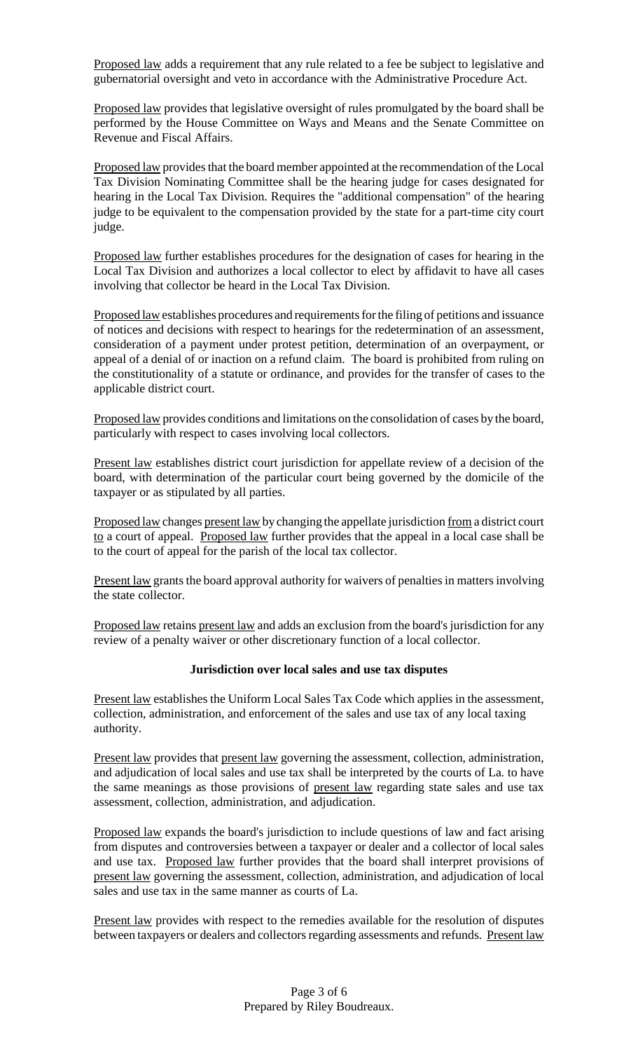Proposed law adds a requirement that any rule related to a fee be subject to legislative and gubernatorial oversight and veto in accordance with the Administrative Procedure Act.

Proposed law provides that legislative oversight of rules promulgated by the board shall be performed by the House Committee on Ways and Means and the Senate Committee on Revenue and Fiscal Affairs.

Proposed law provides that the board member appointed at the recommendation of the Local Tax Division Nominating Committee shall be the hearing judge for cases designated for hearing in the Local Tax Division. Requires the "additional compensation" of the hearing judge to be equivalent to the compensation provided by the state for a part-time city court judge.

Proposed law further establishes procedures for the designation of cases for hearing in the Local Tax Division and authorizes a local collector to elect by affidavit to have all cases involving that collector be heard in the Local Tax Division.

Proposed law establishes procedures and requirements for the filing of petitions and issuance of notices and decisions with respect to hearings for the redetermination of an assessment, consideration of a payment under protest petition, determination of an overpayment, or appeal of a denial of or inaction on a refund claim. The board is prohibited from ruling on the constitutionality of a statute or ordinance, and provides for the transfer of cases to the applicable district court.

Proposed law provides conditions and limitations on the consolidation of cases by the board, particularly with respect to cases involving local collectors.

Present law establishes district court jurisdiction for appellate review of a decision of the board, with determination of the particular court being governed by the domicile of the taxpayer or as stipulated by all parties.

Proposed law changes present law by changing the appellate jurisdiction from a district court to a court of appeal. Proposed law further provides that the appeal in a local case shall be to the court of appeal for the parish of the local tax collector.

Present law grants the board approval authority for waivers of penalties in matters involving the state collector.

Proposed law retains present law and adds an exclusion from the board's jurisdiction for any review of a penalty waiver or other discretionary function of a local collector.

**Jurisdiction over local sales and use tax disputes**

Present law establishes the Uniform Local Sales Tax Code which applies in the assessment, collection, administration, and enforcement of the sales and use tax of any local taxing authority.

Present law provides that present law governing the assessment, collection, administration, and adjudication of local sales and use tax shall be interpreted by the courts of La. to have the same meanings as those provisions of present law regarding state sales and use tax assessment, collection, administration, and adjudication.

Proposed law expands the board's jurisdiction to include questions of law and fact arising from disputes and controversies between a taxpayer or dealer and a collector of local sales and use tax. Proposed law further provides that the board shall interpret provisions of present law governing the assessment, collection, administration, and adjudication of local sales and use tax in the same manner as courts of La.

Present law provides with respect to the remedies available for the resolution of disputes between taxpayers or dealers and collectors regarding assessments and refunds. Present law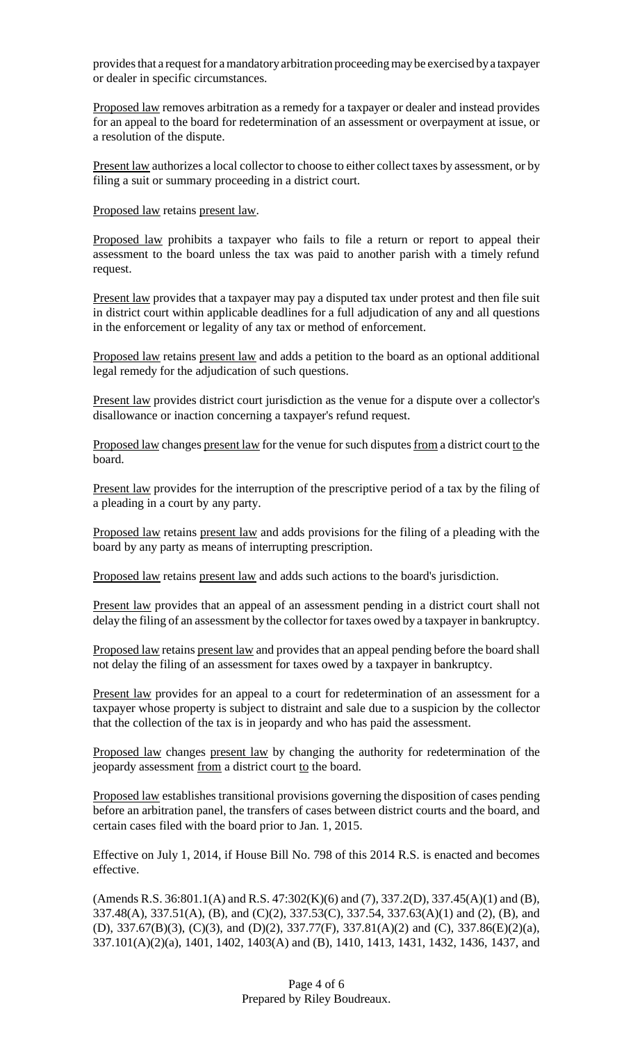provides that a request for a mandatory arbitration proceeding may be exercised by a taxpayer or dealer in specific circumstances.

Proposed law removes arbitration as a remedy for a taxpayer or dealer and instead provides for an appeal to the board for redetermination of an assessment or overpayment at issue, or a resolution of the dispute.

Present law authorizes a local collector to choose to either collect taxes by assessment, or by filing a suit or summary proceeding in a district court.

Proposed law retains present law.

Proposed law prohibits a taxpayer who fails to file a return or report to appeal their assessment to the board unless the tax was paid to another parish with a timely refund request.

Present law provides that a taxpayer may pay a disputed tax under protest and then file suit in district court within applicable deadlines for a full adjudication of any and all questions in the enforcement or legality of any tax or method of enforcement.

Proposed law retains present law and adds a petition to the board as an optional additional legal remedy for the adjudication of such questions.

Present law provides district court jurisdiction as the venue for a dispute over a collector's disallowance or inaction concerning a taxpayer's refund request.

Proposed law changes present law for the venue for such disputes from a district court to the board.

Present law provides for the interruption of the prescriptive period of a tax by the filing of a pleading in a court by any party.

Proposed law retains present law and adds provisions for the filing of a pleading with the board by any party as means of interrupting prescription.

Proposed law retains present law and adds such actions to the board's jurisdiction.

Present law provides that an appeal of an assessment pending in a district court shall not delay the filing of an assessment by the collector for taxes owed by a taxpayer in bankruptcy.

Proposed law retains present law and provides that an appeal pending before the board shall not delay the filing of an assessment for taxes owed by a taxpayer in bankruptcy.

Present law provides for an appeal to a court for redetermination of an assessment for a taxpayer whose property is subject to distraint and sale due to a suspicion by the collector that the collection of the tax is in jeopardy and who has paid the assessment.

Proposed law changes present law by changing the authority for redetermination of the jeopardy assessment from a district court to the board.

Proposed law establishes transitional provisions governing the disposition of cases pending before an arbitration panel, the transfers of cases between district courts and the board, and certain cases filed with the board prior to Jan. 1, 2015.

Effective on July 1, 2014, if House Bill No. 798 of this 2014 R.S. is enacted and becomes effective.

(Amends R.S. 36:801.1(A) and R.S. 47:302(K)(6) and (7), 337.2(D), 337.45(A)(1) and (B), 337.48(A), 337.51(A), (B), and (C)(2), 337.53(C), 337.54, 337.63(A)(1) and (2), (B), and (D), 337.67(B)(3), (C)(3), and (D)(2), 337.77(F), 337.81(A)(2) and (C), 337.86(E)(2)(a), 337.101(A)(2)(a), 1401, 1402, 1403(A) and (B), 1410, 1413, 1431, 1432, 1436, 1437, and

Prepared by Riley Boudreaux.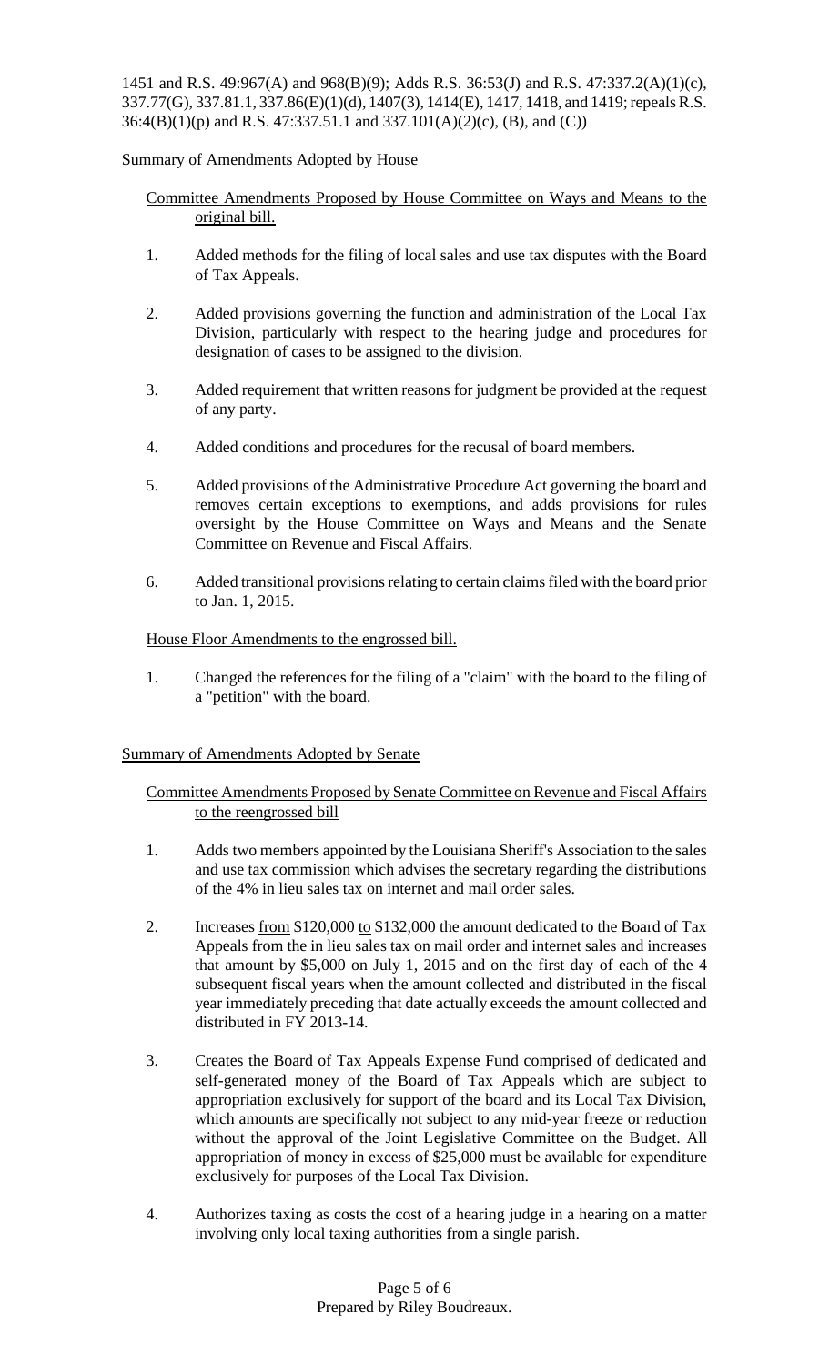1451 and R.S. 49:967(A) and 968(B)(9); Adds R.S. 36:53(J) and R.S. 47:337.2(A)(1)(c), 337.77(G), 337.81.1, 337.86(E)(1)(d), 1407(3), 1414(E), 1417, 1418, and 1419; repeals R.S. 36:4(B)(1)(p) and R.S. 47:337.51.1 and 337.101(A)(2)(c), (B), and (C))

Summary of Amendments Adopted by House

Committee Amendments Proposed by House Committee on Ways and Means to the original bill.

1. Added methods for the filing of local sales and use tax disputes with the Board of Tax Appeals.

2. Added provisions governing the function and administration of the Local Tax Division, particularly with respect to the hearing judge and procedures for designation of cases to be assigned to the division.

3. Added requirement that written reasons for judgment be provided at the request of any party.

4. Added conditions and procedures for the recusal of board members.

5. Added provisions of the Administrative Procedure Act governing the board and removes certain exceptions to exemptions, and adds provisions for rules oversight by the House Committee on Ways and Means and the Senate Committee on Revenue and Fiscal Affairs.

6. Added transitional provisions relating to certain claims filed with the board prior to Jan. 1, 2015.

House Floor Amendments to the engrossed bill.

1. Changed the references for the filing of a "claim" with the board to the filing of a "petition" with the board.

Summary of Amendments Adopted by Senate

Committee Amendments Proposed by Senate Committee on Revenue and Fiscal Affairs to the reengrossed bill

1. Adds two members appointed by the Louisiana Sheriff's Association to the sales and use tax commission which advises the secretary regarding the distributions of the 4% in lieu sales tax on internet and mail order sales.

2. Increases from \$120,000 to \$132,000 the amount dedicated to the Board of Tax Appeals from the in lieu sales tax on mail order and internet sales and increases that amount by \$5,000 on July 1, 2015 and on the first day of each of the 4 subsequent fiscal years when the amount collected and distributed in the fiscal year immediately preceding that date actually exceeds the amount collected and distributed in FY 2013-14.

3. Creates the Board of Tax Appeals Expense Fund comprised of dedicated and self-generated money of the Board of Tax Appeals which are subject to appropriation exclusively for support of the board and its Local Tax Division, which amounts are specifically not subject to any mid-year freeze or reduction without the approval of the Joint Legislative Committee on the Budget. All appropriation of money in excess of \$25,000 must be available for expenditure exclusively for purposes of the Local Tax Division.

4. Authorizes taxing as costs the cost of a hearing judge in a hearing on a matter involving only local taxing authorities from a single parish.

Prepared by Riley Boudreaux.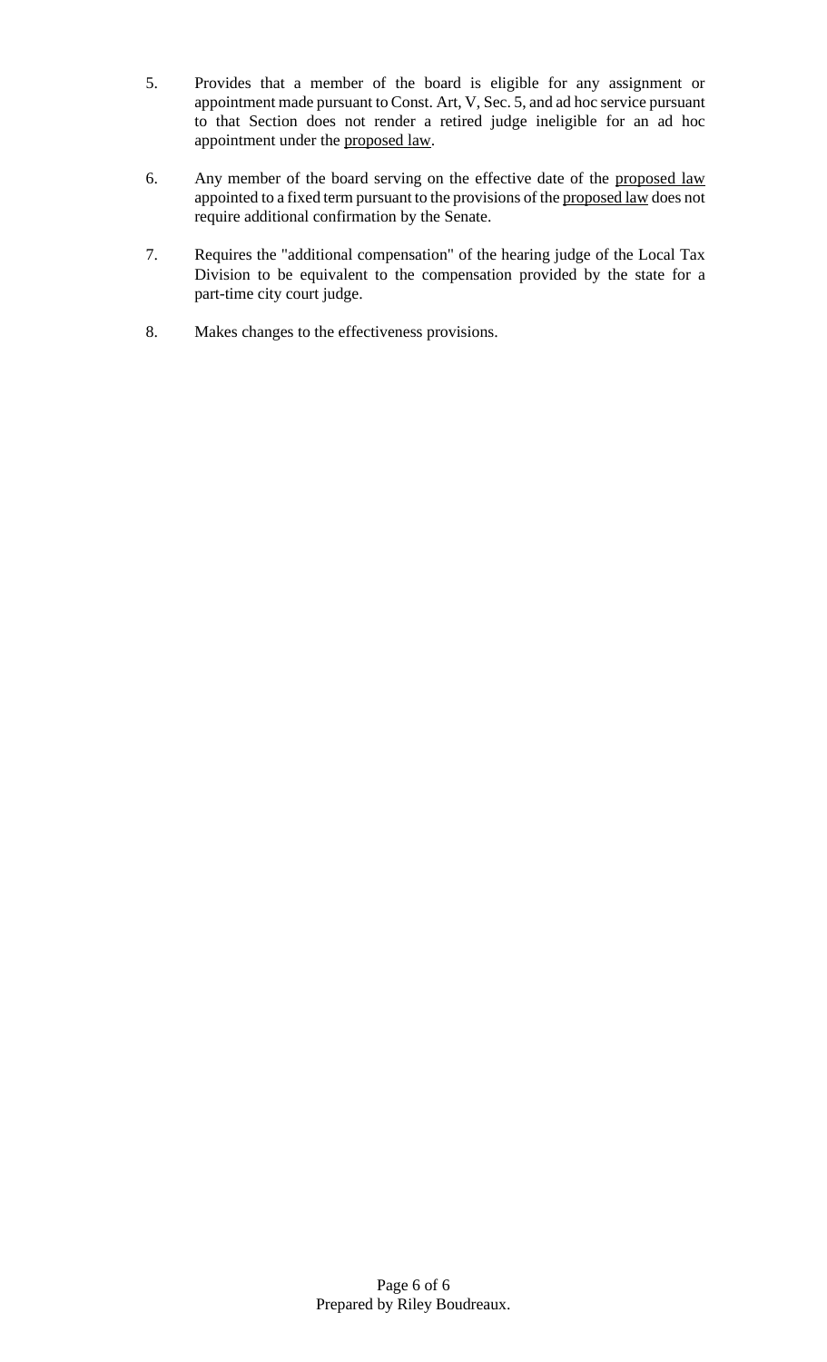5. Provides that a member of the board is eligible for any assignment or appointment made pursuant to Const. Art, V, Sec. 5, and ad hoc service pursuant to that Section does not render a retired judge ineligible for an ad hoc appointment under the proposed law.

6. Any member of the board serving on the effective date of the proposed law appointed to a fixed term pursuant to the provisions of the proposed law does not require additional confirmation by the Senate.

7. Requires the "additional compensation" of the hearing judge of the Local Tax Division to be equivalent to the compensation provided by the state for a part-time city court judge.

8. Makes changes to the effectiveness provisions.

Prepared by Riley Boudreaux.